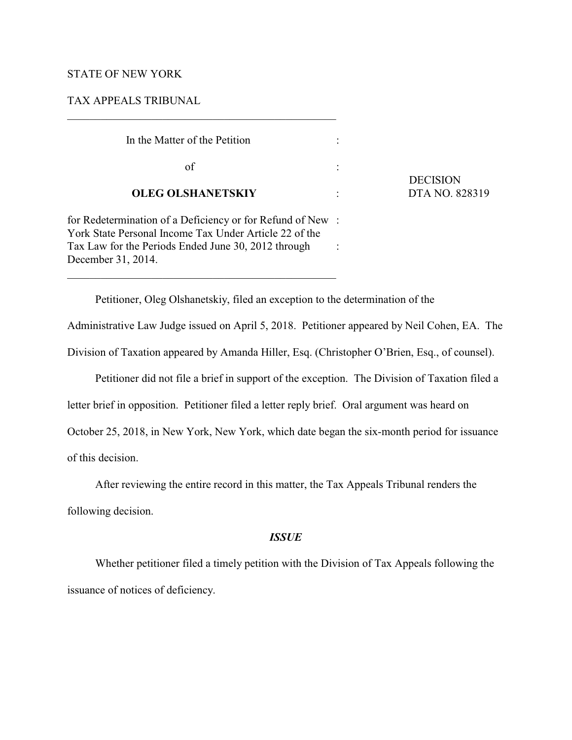STATE OF NEW YORK

TAX APPEALS TRIBUNAL

---

In the Matter of the Petition

of

**OLEG OLSHANETSKIY**

for Redetermination of a Deficiency or for Refund of New York State Personal Income Tax Under Article 22 of the Tax Law for the Periods Ended June 30, 2012 through December 31, 2014.

DECISION
DTA NO. 828319

---

Petitioner, Oleg Olshanetskiy, filed an exception to the determination of the Administrative Law Judge issued on April 5, 2018. Petitioner appeared by Neil Cohen, EA. The Division of Taxation appeared by Amanda Hiller, Esq. (Christopher O'Brien, Esq., of counsel).

Petitioner did not file a brief in support of the exception. The Division of Taxation filed a letter brief in opposition. Petitioner filed a letter reply brief. Oral argument was heard on October 25, 2018, in New York, New York, which date began the six-month period for issuance of this decision.

After reviewing the entire record in this matter, the Tax Appeals Tribunal renders the following decision.

### *ISSUE*

Whether petitioner filed a timely petition with the Division of Tax Appeals following the issuance of notices of deficiency.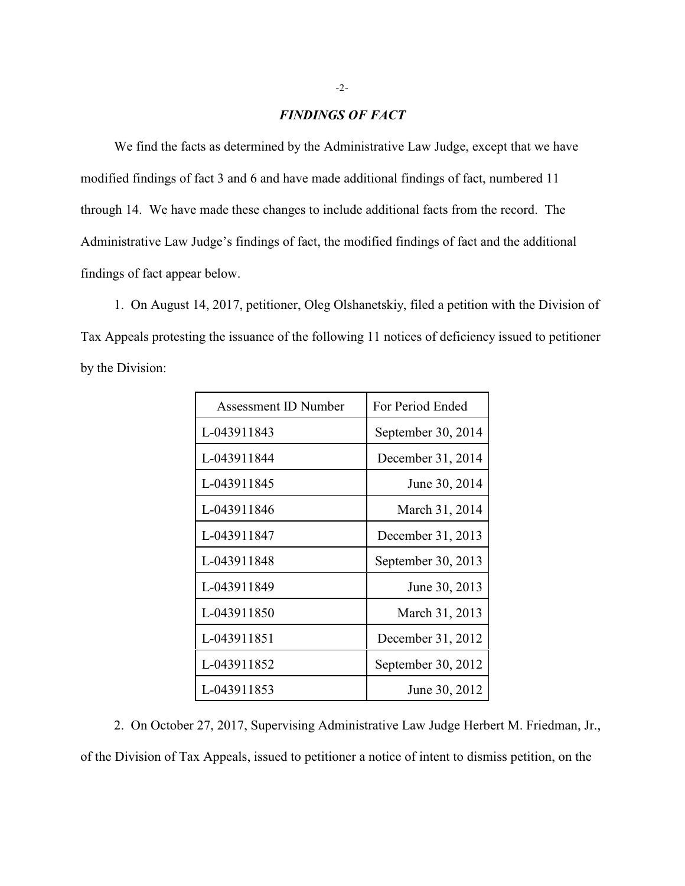### *FINDINGS OF FACT*

We find the facts as determined by the Administrative Law Judge, except that we have modified findings of fact 3 and 6 and have made additional findings of fact, numbered 11 through 14. We have made these changes to include additional facts from the record. The Administrative Law Judge's findings of fact, the modified findings of fact and the additional findings of fact appear below.

1. On August 14, 2017, petitioner, Oleg Olshanetskiy, filed a petition with the Division of Tax Appeals protesting the issuance of the following 11 notices of deficiency issued to petitioner by the Division:

| Assessment ID Number | For Period Ended |
|---|---|
| L-043911843 | September 30, 2014 |
| L-043911844 | December 31, 2014 |
| L-043911845 | June 30, 2014 |
| L-043911846 | March 31, 2014 |
| L-043911847 | December 31, 2013 |
| L-043911848 | September 30, 2013 |
| L-043911849 | June 30, 2013 |
| L-043911850 | March 31, 2013 |
| L-043911851 | December 31, 2012 |
| L-043911852 | September 30, 2012 |
| L-043911853 | June 30, 2012 |

2. On October 27, 2017, Supervising Administrative Law Judge Herbert M. Friedman, Jr., of the Division of Tax Appeals, issued to petitioner a notice of intent to dismiss petition, on the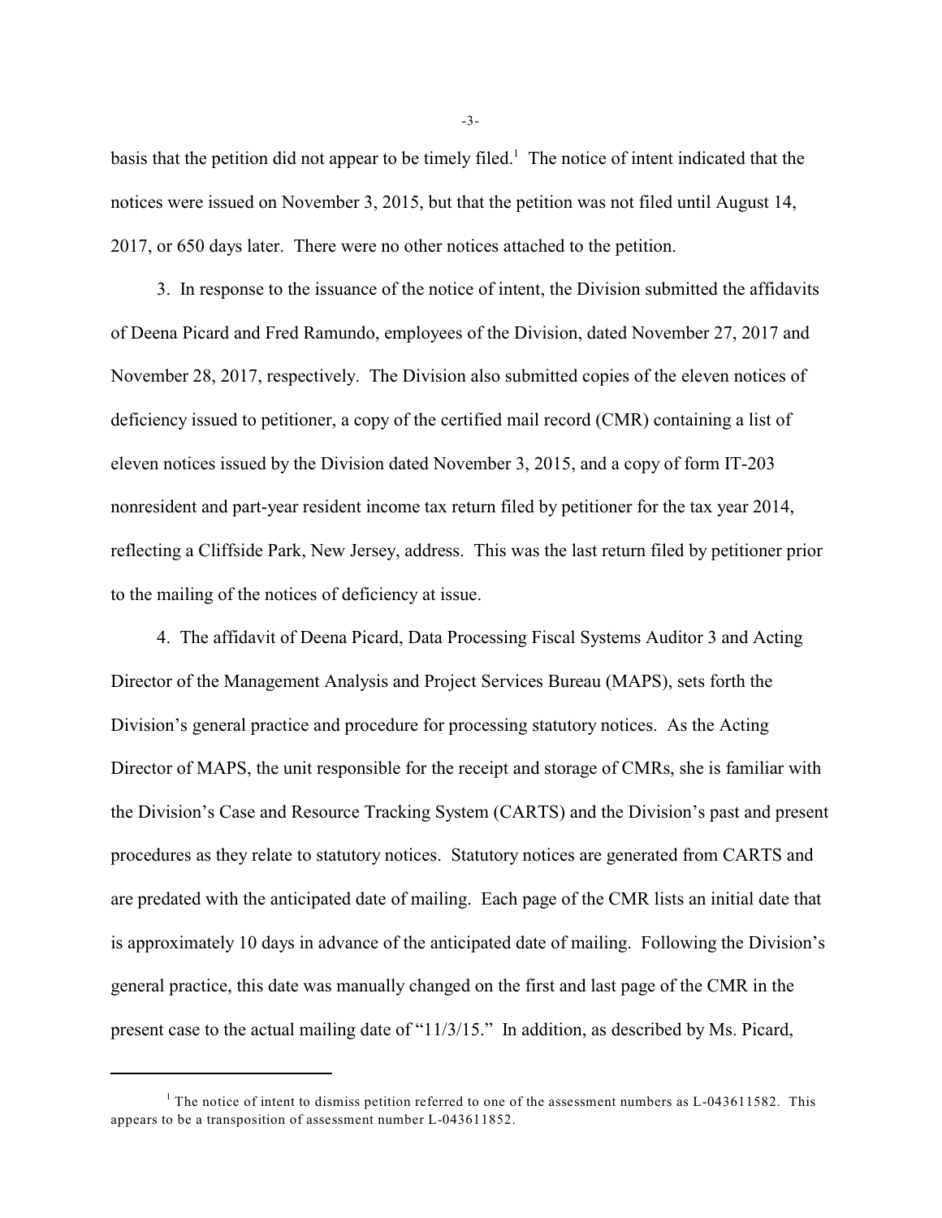basis that the petition did not appear to be timely filed.[1] The notice of intent indicated that the notices were issued on November 3, 2015, but that the petition was not filed until August 14, 2017, or 650 days later. There were no other notices attached to the petition.

3. In response to the issuance of the notice of intent, the Division submitted the affidavits of Deena Picard and Fred Ramundo, employees of the Division, dated November 27, 2017 and November 28, 2017, respectively. The Division also submitted copies of the eleven notices of deficiency issued to petitioner, a copy of the certified mail record (CMR) containing a list of eleven notices issued by the Division dated November 3, 2015, and a copy of form IT-203 nonresident and part-year resident income tax return filed by petitioner for the tax year 2014, reflecting a Cliffside Park, New Jersey, address. This was the last return filed by petitioner prior to the mailing of the notices of deficiency at issue.

4. The affidavit of Deena Picard, Data Processing Fiscal Systems Auditor 3 and Acting Director of the Management Analysis and Project Services Bureau (MAPS), sets forth the Division's general practice and procedure for processing statutory notices. As the Acting Director of MAPS, the unit responsible for the receipt and storage of CMRs, she is familiar with the Division's Case and Resource Tracking System (CARTS) and the Division's past and present procedures as they relate to statutory notices. Statutory notices are generated from CARTS and are predated with the anticipated date of mailing. Each page of the CMR lists an initial date that is approximately 10 days in advance of the anticipated date of mailing. Following the Division's general practice, this date was manually changed on the first and last page of the CMR in the present case to the actual mailing date of "11/3/15." In addition, as described by Ms. Picard,

---

[1] The notice of intent to dismiss petition referred to one of the assessment numbers as L-043611582. This appears to be a transposition of assessment number L-043611852.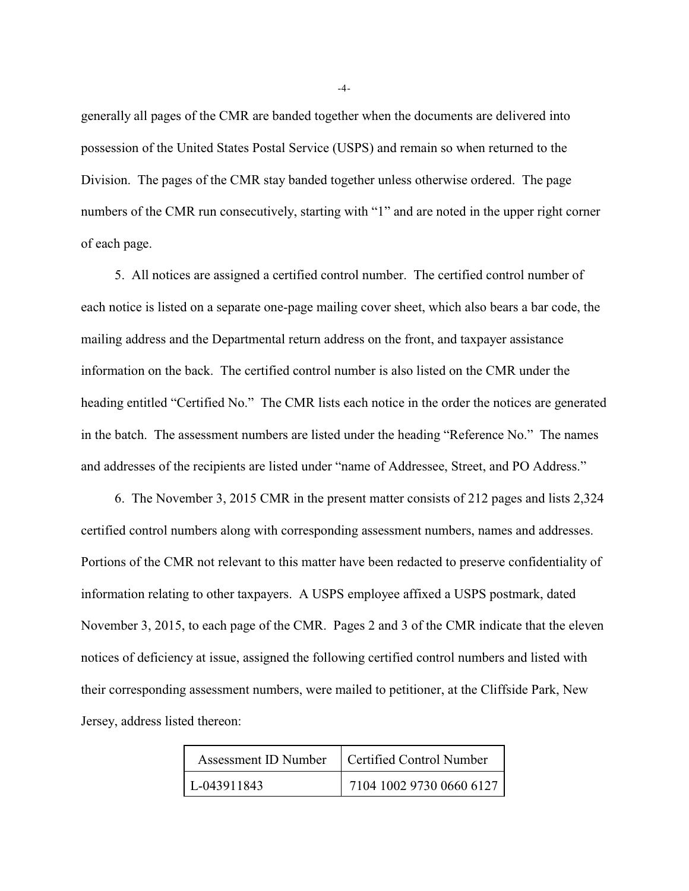generally all pages of the CMR are banded together when the documents are delivered into possession of the United States Postal Service (USPS) and remain so when returned to the Division. The pages of the CMR stay banded together unless otherwise ordered. The page numbers of the CMR run consecutively, starting with "1" and are noted in the upper right corner of each page.

5. All notices are assigned a certified control number. The certified control number of each notice is listed on a separate one-page mailing cover sheet, which also bears a bar code, the mailing address and the Departmental return address on the front, and taxpayer assistance information on the back. The certified control number is also listed on the CMR under the heading entitled "Certified No." The CMR lists each notice in the order the notices are generated in the batch. The assessment numbers are listed under the heading "Reference No." The names and addresses of the recipients are listed under "name of Addressee, Street, and PO Address."

6. The November 3, 2015 CMR in the present matter consists of 212 pages and lists 2,324 certified control numbers along with corresponding assessment numbers, names and addresses. Portions of the CMR not relevant to this matter have been redacted to preserve confidentiality of information relating to other taxpayers. A USPS employee affixed a USPS postmark, dated November 3, 2015, to each page of the CMR. Pages 2 and 3 of the CMR indicate that the eleven notices of deficiency at issue, assigned the following certified control numbers and listed with their corresponding assessment numbers, were mailed to petitioner, at the Cliffside Park, New Jersey, address listed thereon:

| Assessment ID Number | Certified Control Number |
| --- | --- |
| L-043911843 | 7104 1002 9730 0660 6127 |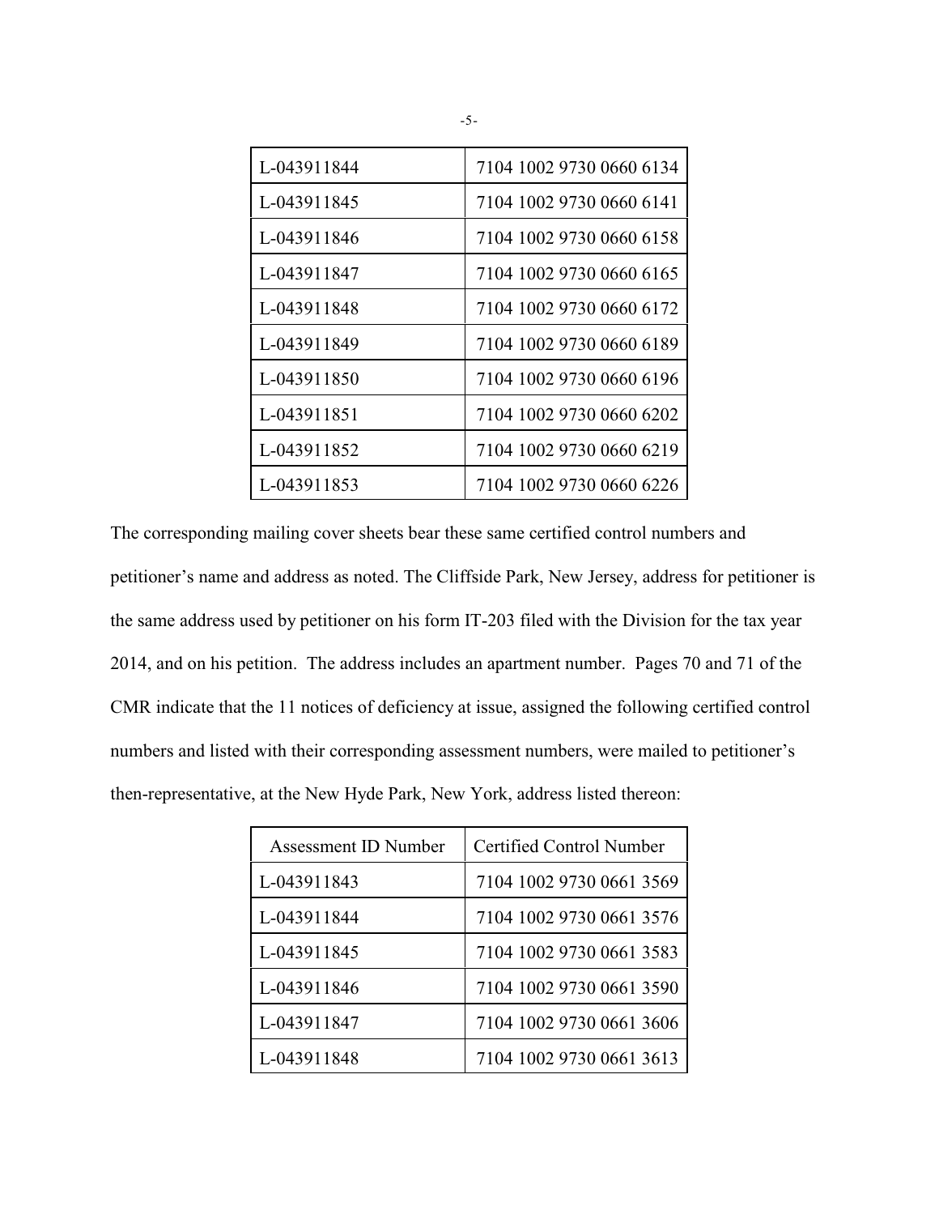| L-043911844 | 7104 1002 9730 0660 6134 |
|---|---|
| L-043911845 | 7104 1002 9730 0660 6141 |
| L-043911846 | 7104 1002 9730 0660 6158 |
| L-043911847 | 7104 1002 9730 0660 6165 |
| L-043911848 | 7104 1002 9730 0660 6172 |
| L-043911849 | 7104 1002 9730 0660 6189 |
| L-043911850 | 7104 1002 9730 0660 6196 |
| L-043911851 | 7104 1002 9730 0660 6202 |
| L-043911852 | 7104 1002 9730 0660 6219 |
| L-043911853 | 7104 1002 9730 0660 6226 |

The corresponding mailing cover sheets bear these same certified control numbers and petitioner's name and address as noted. The Cliffside Park, New Jersey, address for petitioner is the same address used by petitioner on his form IT-203 filed with the Division for the tax year 2014, and on his petition. The address includes an apartment number. Pages 70 and 71 of the CMR indicate that the 11 notices of deficiency at issue, assigned the following certified control numbers and listed with their corresponding assessment numbers, were mailed to petitioner's then-representative, at the New Hyde Park, New York, address listed thereon:

| Assessment ID Number | Certified Control Number |
|---|---|
| L-043911843 | 7104 1002 9730 0661 3569 |
| L-043911844 | 7104 1002 9730 0661 3576 |
| L-043911845 | 7104 1002 9730 0661 3583 |
| L-043911846 | 7104 1002 9730 0661 3590 |
| L-043911847 | 7104 1002 9730 0661 3606 |
| L-043911848 | 7104 1002 9730 0661 3613 |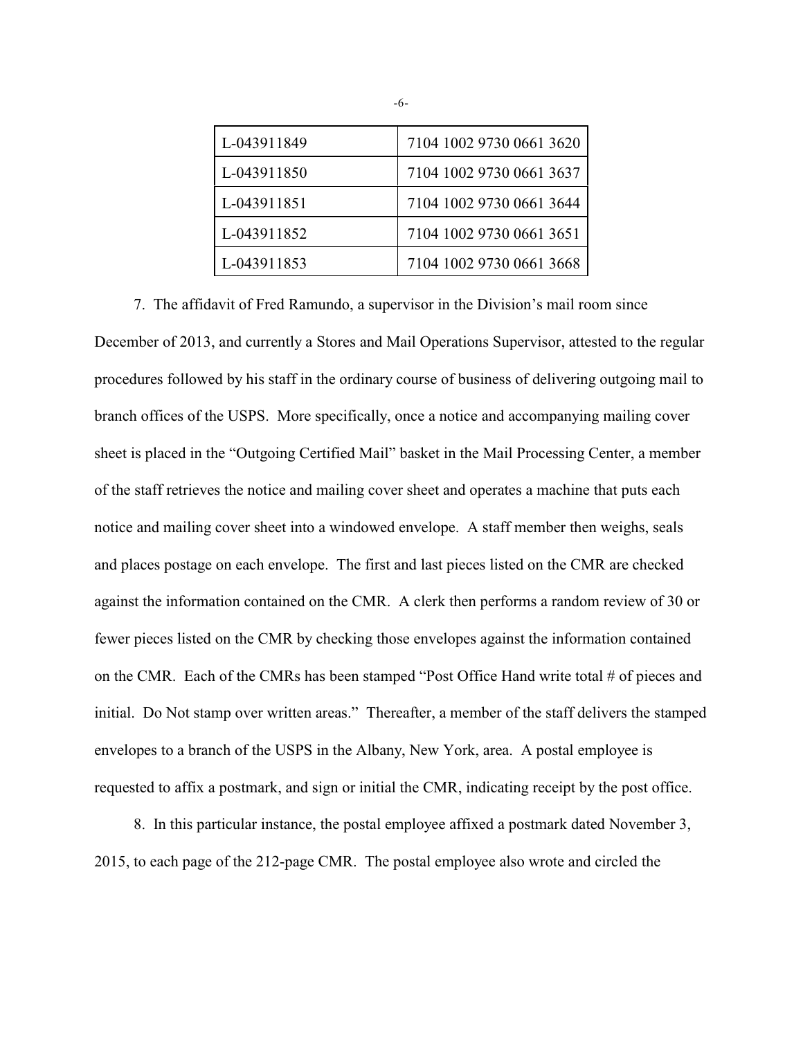| | |
|---|---|
| L-043911849 | 7104 1002 9730 0661 3620 |
| L-043911850 | 7104 1002 9730 0661 3637 |
| L-043911851 | 7104 1002 9730 0661 3644 |
| L-043911852 | 7104 1002 9730 0661 3651 |
| L-043911853 | 7104 1002 9730 0661 3668 |

7. The affidavit of Fred Ramundo, a supervisor in the Division's mail room since December of 2013, and currently a Stores and Mail Operations Supervisor, attested to the regular procedures followed by his staff in the ordinary course of business of delivering outgoing mail to branch offices of the USPS. More specifically, once a notice and accompanying mailing cover sheet is placed in the "Outgoing Certified Mail" basket in the Mail Processing Center, a member of the staff retrieves the notice and mailing cover sheet and operates a machine that puts each notice and mailing cover sheet into a windowed envelope. A staff member then weighs, seals and places postage on each envelope. The first and last pieces listed on the CMR are checked against the information contained on the CMR. A clerk then performs a random review of 30 or fewer pieces listed on the CMR by checking those envelopes against the information contained on the CMR. Each of the CMRs has been stamped "Post Office Hand write total # of pieces and initial. Do Not stamp over written areas." Thereafter, a member of the staff delivers the stamped envelopes to a branch of the USPS in the Albany, New York, area. A postal employee is requested to affix a postmark, and sign or initial the CMR, indicating receipt by the post office.

8. In this particular instance, the postal employee affixed a postmark dated November 3, 2015, to each page of the 212-page CMR. The postal employee also wrote and circled the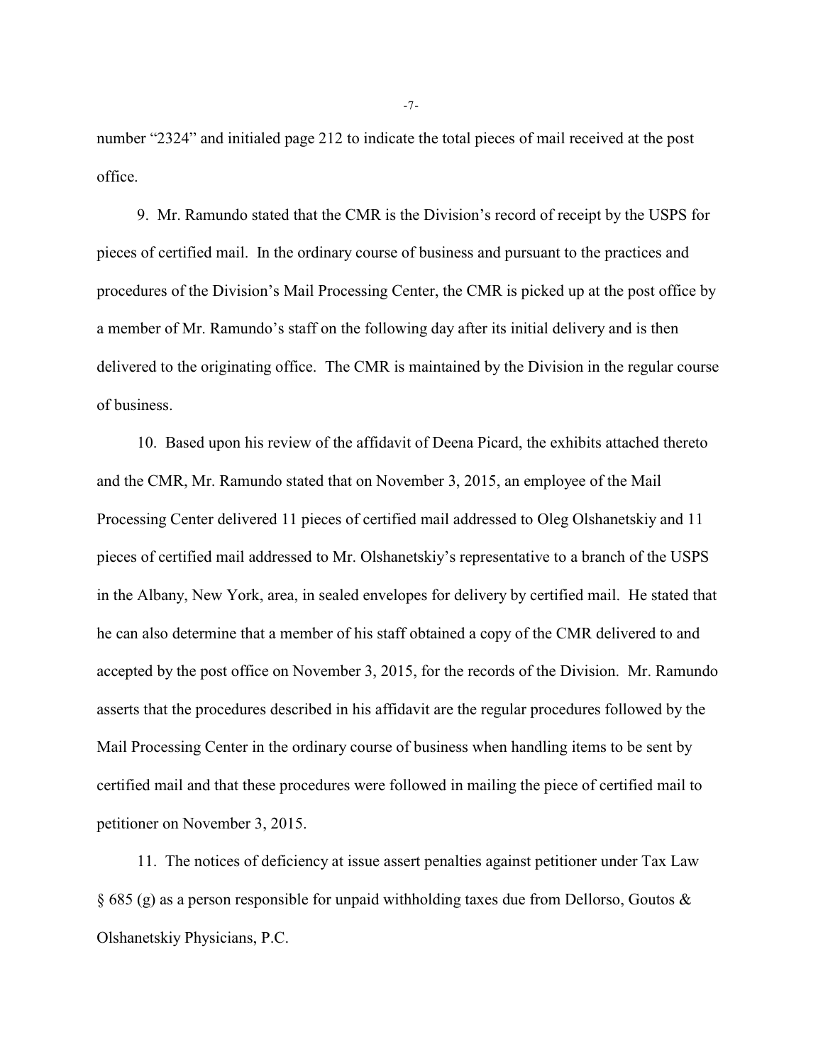number "2324" and initialed page 212 to indicate the total pieces of mail received at the post office.

9. Mr. Ramundo stated that the CMR is the Division's record of receipt by the USPS for pieces of certified mail. In the ordinary course of business and pursuant to the practices and procedures of the Division's Mail Processing Center, the CMR is picked up at the post office by a member of Mr. Ramundo's staff on the following day after its initial delivery and is then delivered to the originating office. The CMR is maintained by the Division in the regular course of business.

10. Based upon his review of the affidavit of Deena Picard, the exhibits attached thereto and the CMR, Mr. Ramundo stated that on November 3, 2015, an employee of the Mail Processing Center delivered 11 pieces of certified mail addressed to Oleg Olshanetskiy and 11 pieces of certified mail addressed to Mr. Olshanetskiy's representative to a branch of the USPS in the Albany, New York, area, in sealed envelopes for delivery by certified mail. He stated that he can also determine that a member of his staff obtained a copy of the CMR delivered to and accepted by the post office on November 3, 2015, for the records of the Division. Mr. Ramundo asserts that the procedures described in his affidavit are the regular procedures followed by the Mail Processing Center in the ordinary course of business when handling items to be sent by certified mail and that these procedures were followed in mailing the piece of certified mail to petitioner on November 3, 2015.

11. The notices of deficiency at issue assert penalties against petitioner under Tax Law § 685 (g) as a person responsible for unpaid withholding taxes due from Dellorso, Goutos & Olshanetskiy Physicians, P.C.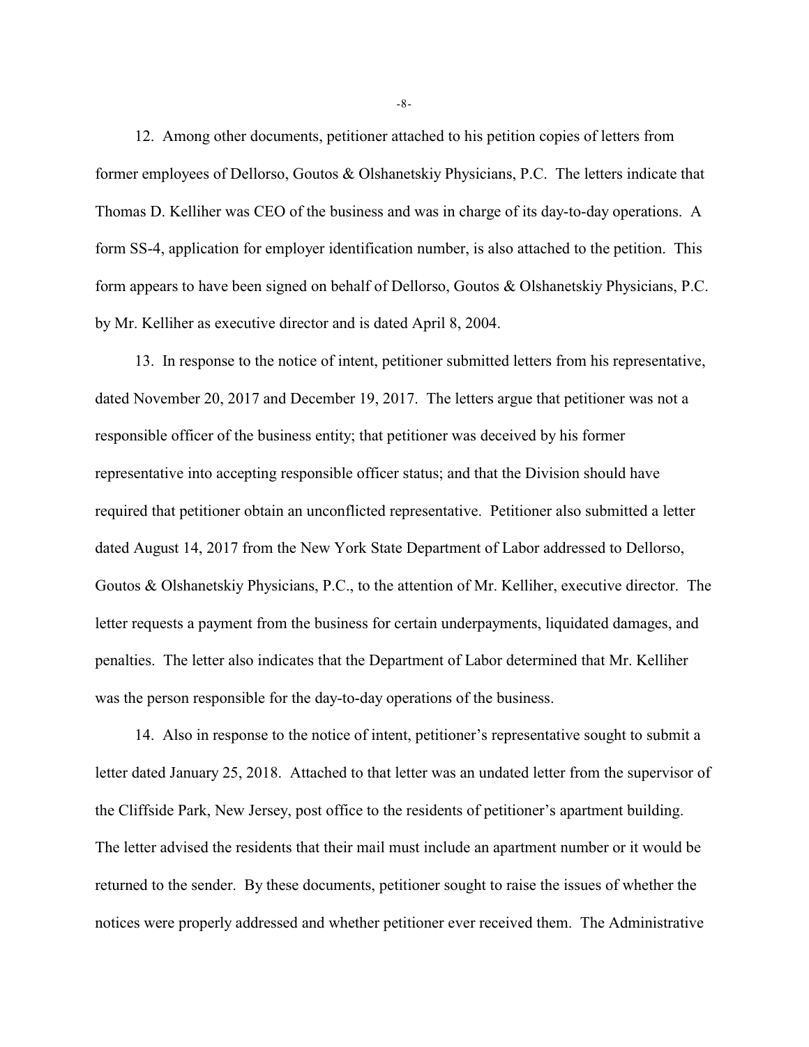12. Among other documents, petitioner attached to his petition copies of letters from former employees of Dellorso, Goutos & Olshanetskiy Physicians, P.C. The letters indicate that Thomas D. Kelliher was CEO of the business and was in charge of its day-to-day operations. A form SS-4, application for employer identification number, is also attached to the petition. This form appears to have been signed on behalf of Dellorso, Goutos & Olshanetskiy Physicians, P.C. by Mr. Kelliher as executive director and is dated April 8, 2004.

13. In response to the notice of intent, petitioner submitted letters from his representative, dated November 20, 2017 and December 19, 2017. The letters argue that petitioner was not a responsible officer of the business entity; that petitioner was deceived by his former representative into accepting responsible officer status; and that the Division should have required that petitioner obtain an unconflicted representative. Petitioner also submitted a letter dated August 14, 2017 from the New York State Department of Labor addressed to Dellorso, Goutos & Olshanetskiy Physicians, P.C., to the attention of Mr. Kelliher, executive director. The letter requests a payment from the business for certain underpayments, liquidated damages, and penalties. The letter also indicates that the Department of Labor determined that Mr. Kelliher was the person responsible for the day-to-day operations of the business.

14. Also in response to the notice of intent, petitioner's representative sought to submit a letter dated January 25, 2018. Attached to that letter was an undated letter from the supervisor of the Cliffside Park, New Jersey, post office to the residents of petitioner's apartment building. The letter advised the residents that their mail must include an apartment number or it would be returned to the sender. By these documents, petitioner sought to raise the issues of whether the notices were properly addressed and whether petitioner ever received them. The Administrative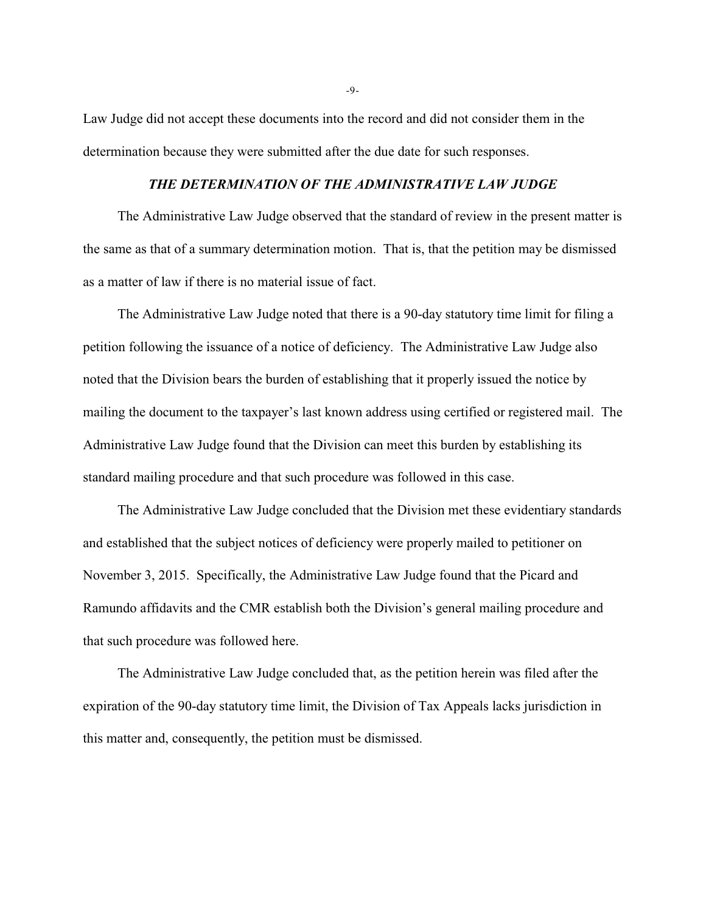Law Judge did not accept these documents into the record and did not consider them in the determination because they were submitted after the due date for such responses.

### *THE DETERMINATION OF THE ADMINISTRATIVE LAW JUDGE*

The Administrative Law Judge observed that the standard of review in the present matter is the same as that of a summary determination motion. That is, that the petition may be dismissed as a matter of law if there is no material issue of fact.

The Administrative Law Judge noted that there is a 90-day statutory time limit for filing a petition following the issuance of a notice of deficiency. The Administrative Law Judge also noted that the Division bears the burden of establishing that it properly issued the notice by mailing the document to the taxpayer's last known address using certified or registered mail. The Administrative Law Judge found that the Division can meet this burden by establishing its standard mailing procedure and that such procedure was followed in this case.

The Administrative Law Judge concluded that the Division met these evidentiary standards and established that the subject notices of deficiency were properly mailed to petitioner on November 3, 2015. Specifically, the Administrative Law Judge found that the Picard and Ramundo affidavits and the CMR establish both the Division's general mailing procedure and that such procedure was followed here.

The Administrative Law Judge concluded that, as the petition herein was filed after the expiration of the 90-day statutory time limit, the Division of Tax Appeals lacks jurisdiction in this matter and, consequently, the petition must be dismissed.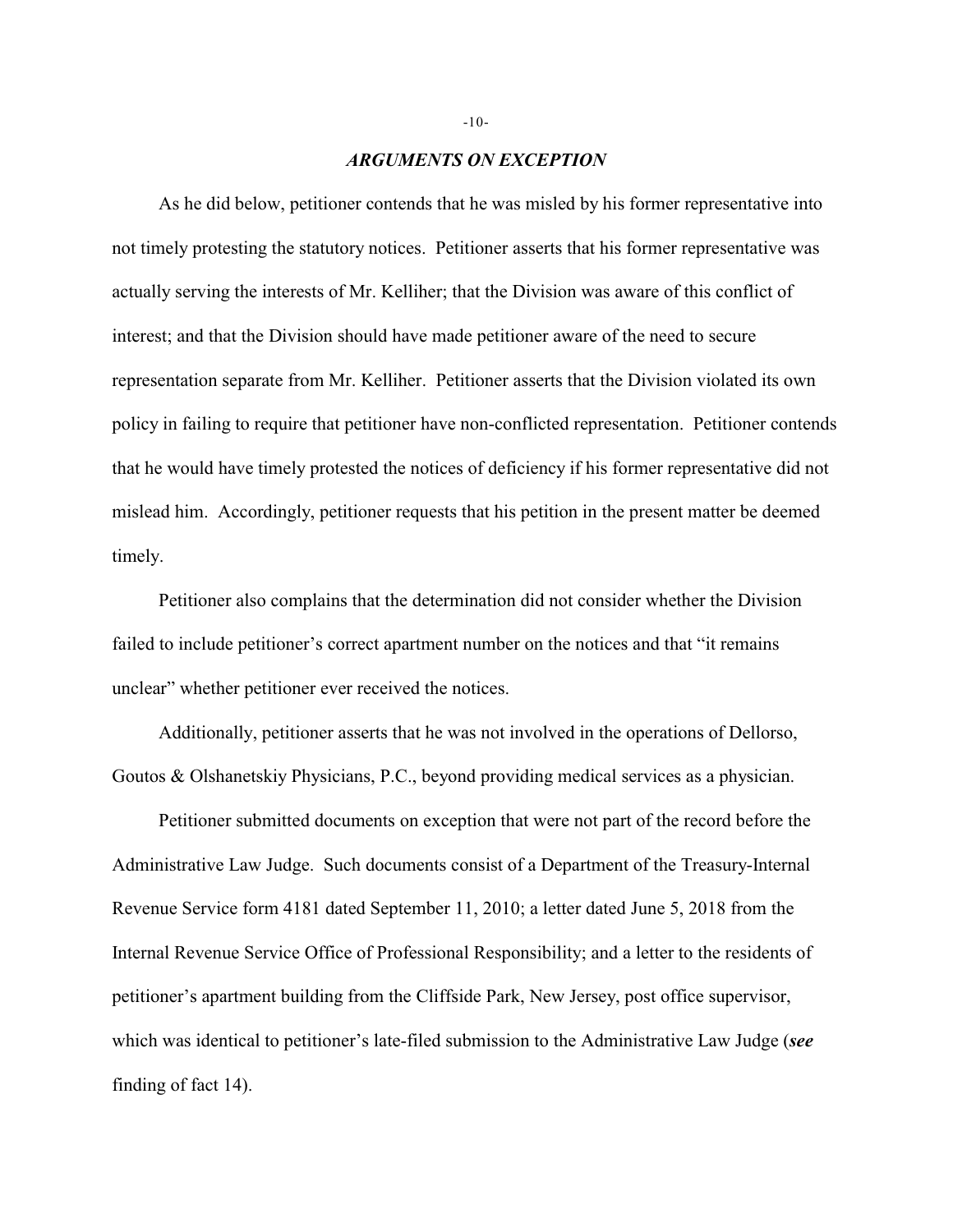## *ARGUMENTS ON EXCEPTION*

As he did below, petitioner contends that he was misled by his former representative into not timely protesting the statutory notices. Petitioner asserts that his former representative was actually serving the interests of Mr. Kelliher; that the Division was aware of this conflict of interest; and that the Division should have made petitioner aware of the need to secure representation separate from Mr. Kelliher. Petitioner asserts that the Division violated its own policy in failing to require that petitioner have non-conflicted representation. Petitioner contends that he would have timely protested the notices of deficiency if his former representative did not mislead him. Accordingly, petitioner requests that his petition in the present matter be deemed timely.

Petitioner also complains that the determination did not consider whether the Division failed to include petitioner's correct apartment number on the notices and that "it remains unclear" whether petitioner ever received the notices.

Additionally, petitioner asserts that he was not involved in the operations of Dellorso, Goutos & Olshanetskiy Physicians, P.C., beyond providing medical services as a physician.

Petitioner submitted documents on exception that were not part of the record before the Administrative Law Judge. Such documents consist of a Department of the Treasury-Internal Revenue Service form 4181 dated September 11, 2010; a letter dated June 5, 2018 from the Internal Revenue Service Office of Professional Responsibility; and a letter to the residents of petitioner's apartment building from the Cliffside Park, New Jersey, post office supervisor, which was identical to petitioner's late-filed submission to the Administrative Law Judge (***see*** finding of fact 14).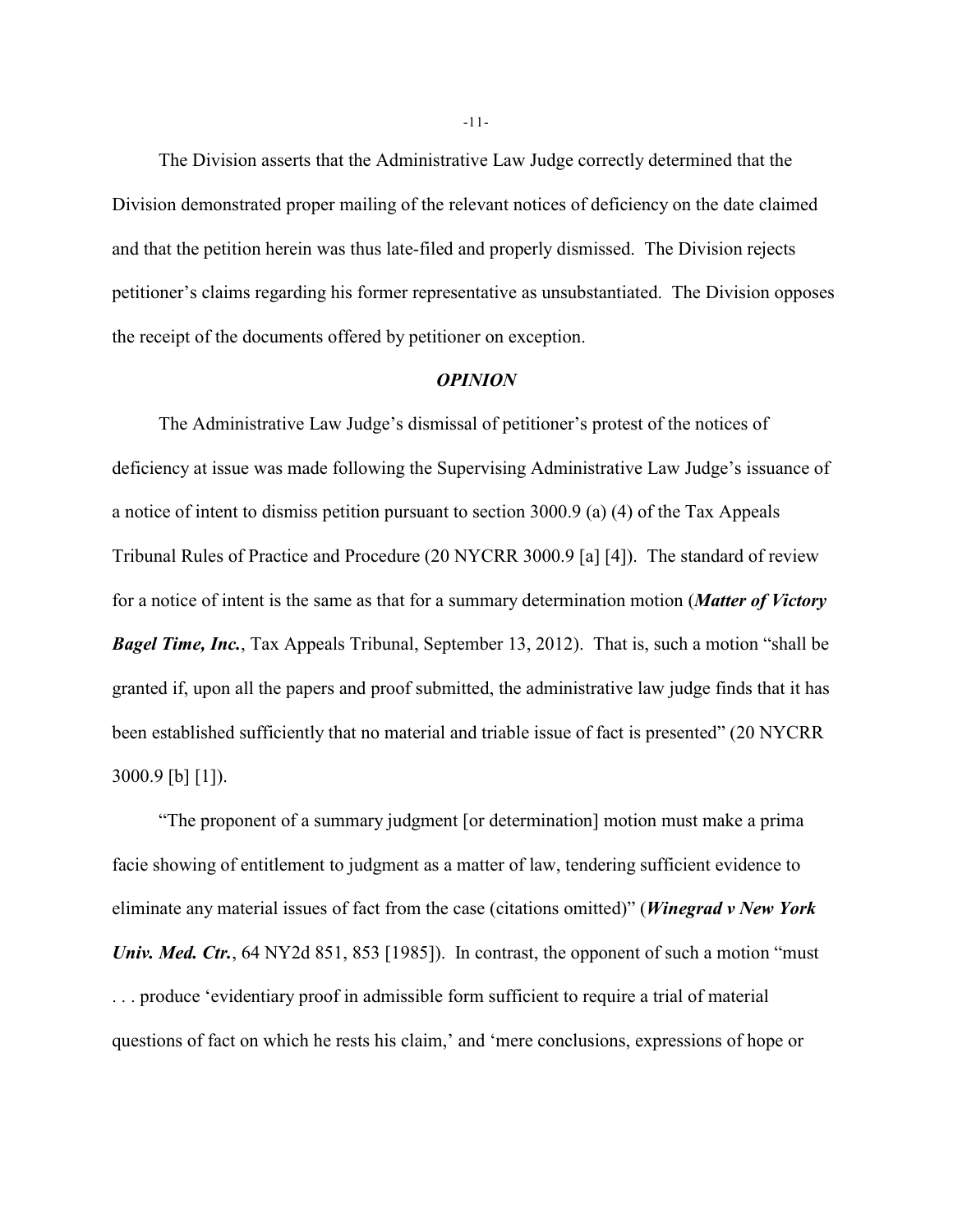The Division asserts that the Administrative Law Judge correctly determined that the Division demonstrated proper mailing of the relevant notices of deficiency on the date claimed and that the petition herein was thus late-filed and properly dismissed. The Division rejects petitioner's claims regarding his former representative as unsubstantiated. The Division opposes the receipt of the documents offered by petitioner on exception.

### *OPINION*

The Administrative Law Judge's dismissal of petitioner's protest of the notices of deficiency at issue was made following the Supervising Administrative Law Judge's issuance of a notice of intent to dismiss petition pursuant to section 3000.9 (a) (4) of the Tax Appeals Tribunal Rules of Practice and Procedure (20 NYCRR 3000.9 [a] [4]). The standard of review for a notice of intent is the same as that for a summary determination motion (***Matter of Victory Bagel Time, Inc.***, Tax Appeals Tribunal, September 13, 2012). That is, such a motion "shall be granted if, upon all the papers and proof submitted, the administrative law judge finds that it has been established sufficiently that no material and triable issue of fact is presented" (20 NYCRR 3000.9 [b] [1]).

"The proponent of a summary judgment [or determination] motion must make a prima facie showing of entitlement to judgment as a matter of law, tendering sufficient evidence to eliminate any material issues of fact from the case (citations omitted)" (***Winegrad v New York Univ. Med. Ctr.***, 64 NY2d 851, 853 [1985]). In contrast, the opponent of such a motion "must . . . produce 'evidentiary proof in admissible form sufficient to require a trial of material questions of fact on which he rests his claim,' and 'mere conclusions, expressions of hope or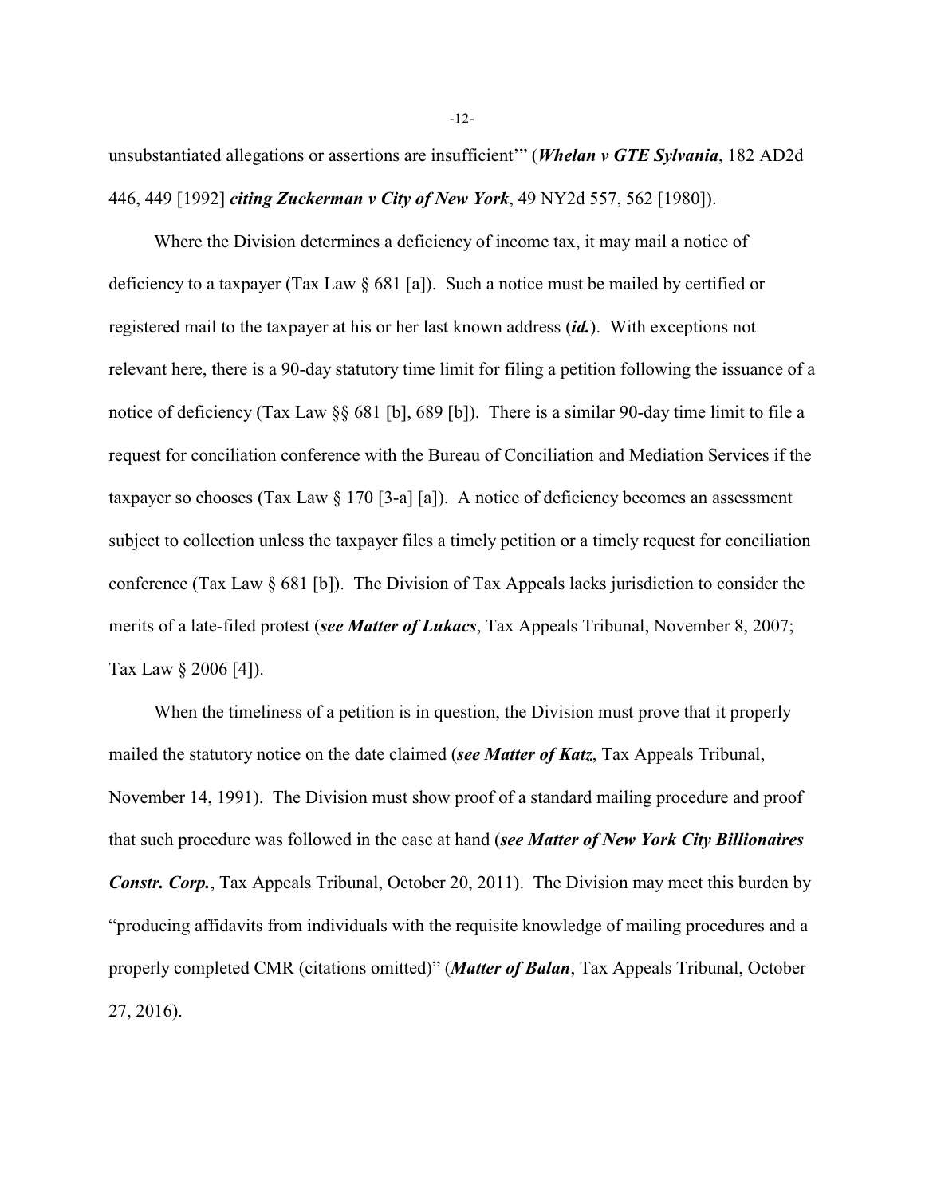unsubstantiated allegations or assertions are insufficient'" (***Whelan v GTE Sylvania***, 182 AD2d 446, 449 [1992] ***citing Zuckerman v City of New York***, 49 NY2d 557, 562 [1980]).

Where the Division determines a deficiency of income tax, it may mail a notice of deficiency to a taxpayer (Tax Law § 681 [a]). Such a notice must be mailed by certified or registered mail to the taxpayer at his or her last known address (***id.***). With exceptions not relevant here, there is a 90-day statutory time limit for filing a petition following the issuance of a notice of deficiency (Tax Law §§ 681 [b], 689 [b]). There is a similar 90-day time limit to file a request for conciliation conference with the Bureau of Conciliation and Mediation Services if the taxpayer so chooses (Tax Law § 170 [3-a] [a]). A notice of deficiency becomes an assessment subject to collection unless the taxpayer files a timely petition or a timely request for conciliation conference (Tax Law § 681 [b]). The Division of Tax Appeals lacks jurisdiction to consider the merits of a late-filed protest (***see Matter of Lukacs***, Tax Appeals Tribunal, November 8, 2007; Tax Law § 2006 [4]).

When the timeliness of a petition is in question, the Division must prove that it properly mailed the statutory notice on the date claimed (***see Matter of Katz***, Tax Appeals Tribunal, November 14, 1991). The Division must show proof of a standard mailing procedure and proof that such procedure was followed in the case at hand (***see Matter of New York City Billionaires Constr. Corp.***, Tax Appeals Tribunal, October 20, 2011). The Division may meet this burden by "producing affidavits from individuals with the requisite knowledge of mailing procedures and a properly completed CMR (citations omitted)" (***Matter of Balan***, Tax Appeals Tribunal, October 27, 2016).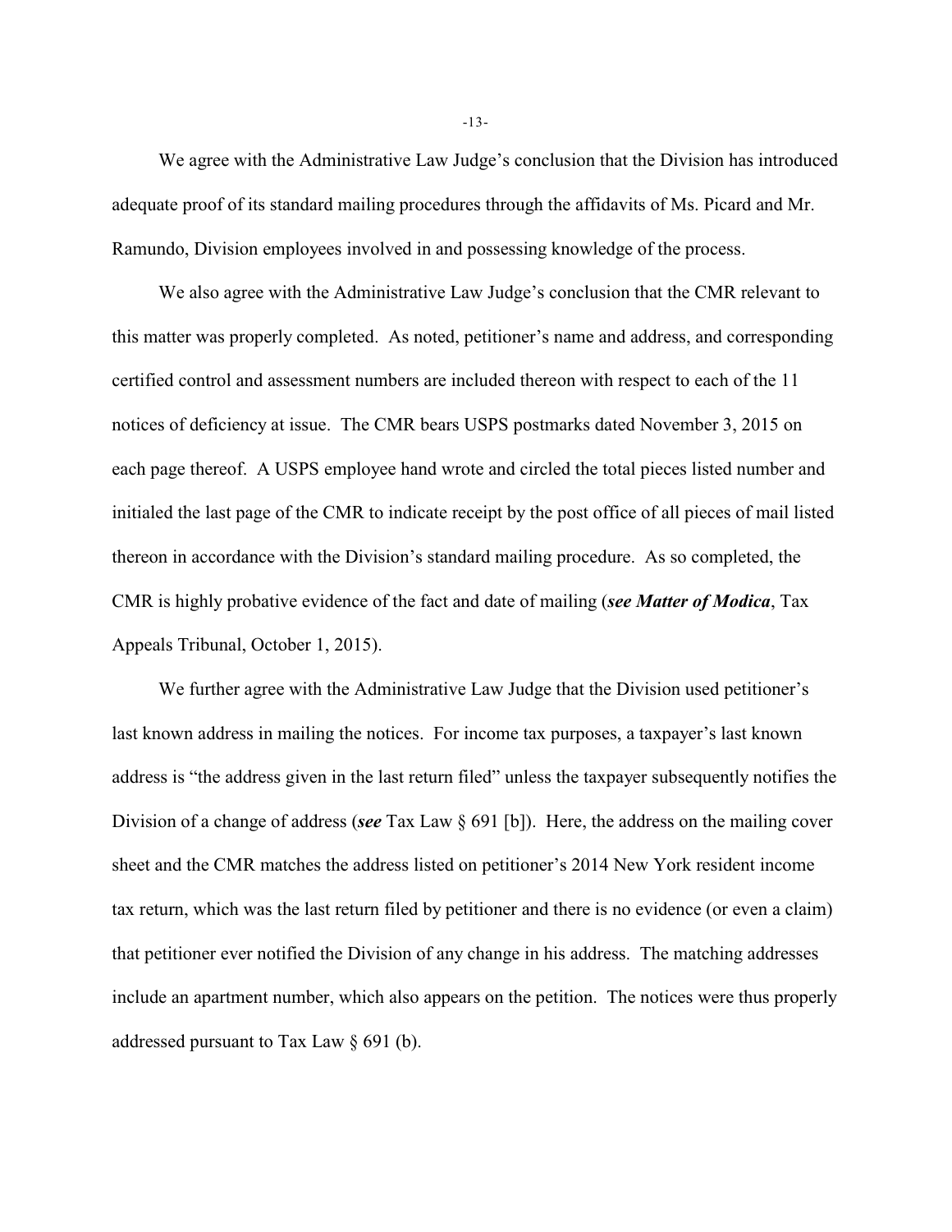We agree with the Administrative Law Judge's conclusion that the Division has introduced adequate proof of its standard mailing procedures through the affidavits of Ms. Picard and Mr. Ramundo, Division employees involved in and possessing knowledge of the process.

We also agree with the Administrative Law Judge's conclusion that the CMR relevant to this matter was properly completed. As noted, petitioner's name and address, and corresponding certified control and assessment numbers are included thereon with respect to each of the 11 notices of deficiency at issue. The CMR bears USPS postmarks dated November 3, 2015 on each page thereof. A USPS employee hand wrote and circled the total pieces listed number and initialed the last page of the CMR to indicate receipt by the post office of all pieces of mail listed thereon in accordance with the Division's standard mailing procedure. As so completed, the CMR is highly probative evidence of the fact and date of mailing (***see Matter of Modica***, Tax Appeals Tribunal, October 1, 2015).

We further agree with the Administrative Law Judge that the Division used petitioner's last known address in mailing the notices. For income tax purposes, a taxpayer's last known address is "the address given in the last return filed" unless the taxpayer subsequently notifies the Division of a change of address (***see*** Tax Law § 691 [b]). Here, the address on the mailing cover sheet and the CMR matches the address listed on petitioner's 2014 New York resident income tax return, which was the last return filed by petitioner and there is no evidence (or even a claim) that petitioner ever notified the Division of any change in his address. The matching addresses include an apartment number, which also appears on the petition. The notices were thus properly addressed pursuant to Tax Law § 691 (b).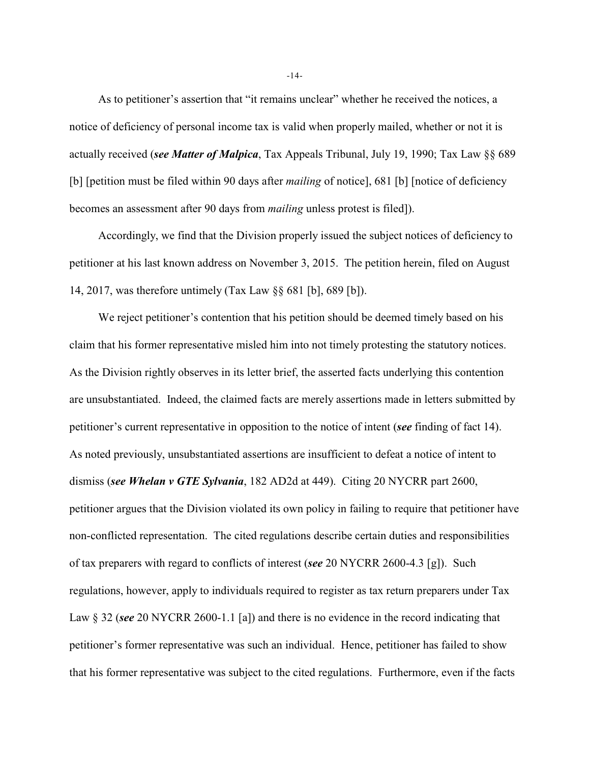As to petitioner's assertion that "it remains unclear" whether he received the notices, a notice of deficiency of personal income tax is valid when properly mailed, whether or not it is actually received (***see Matter of Malpica***, Tax Appeals Tribunal, July 19, 1990; Tax Law §§ 689 [b] [petition must be filed within 90 days after *mailing* of notice], 681 [b] [notice of deficiency becomes an assessment after 90 days from *mailing* unless protest is filed]).

Accordingly, we find that the Division properly issued the subject notices of deficiency to petitioner at his last known address on November 3, 2015. The petition herein, filed on August 14, 2017, was therefore untimely (Tax Law §§ 681 [b], 689 [b]).

We reject petitioner's contention that his petition should be deemed timely based on his claim that his former representative misled him into not timely protesting the statutory notices. As the Division rightly observes in its letter brief, the asserted facts underlying this contention are unsubstantiated. Indeed, the claimed facts are merely assertions made in letters submitted by petitioner's current representative in opposition to the notice of intent (***see*** finding of fact 14). As noted previously, unsubstantiated assertions are insufficient to defeat a notice of intent to dismiss (***see Whelan v GTE Sylvania***, 182 AD2d at 449). Citing 20 NYCRR part 2600, petitioner argues that the Division violated its own policy in failing to require that petitioner have non-conflicted representation. The cited regulations describe certain duties and responsibilities of tax preparers with regard to conflicts of interest (***see*** 20 NYCRR 2600-4.3 [g]). Such regulations, however, apply to individuals required to register as tax return preparers under Tax Law § 32 (***see*** 20 NYCRR 2600-1.1 [a]) and there is no evidence in the record indicating that petitioner's former representative was such an individual. Hence, petitioner has failed to show that his former representative was subject to the cited regulations. Furthermore, even if the facts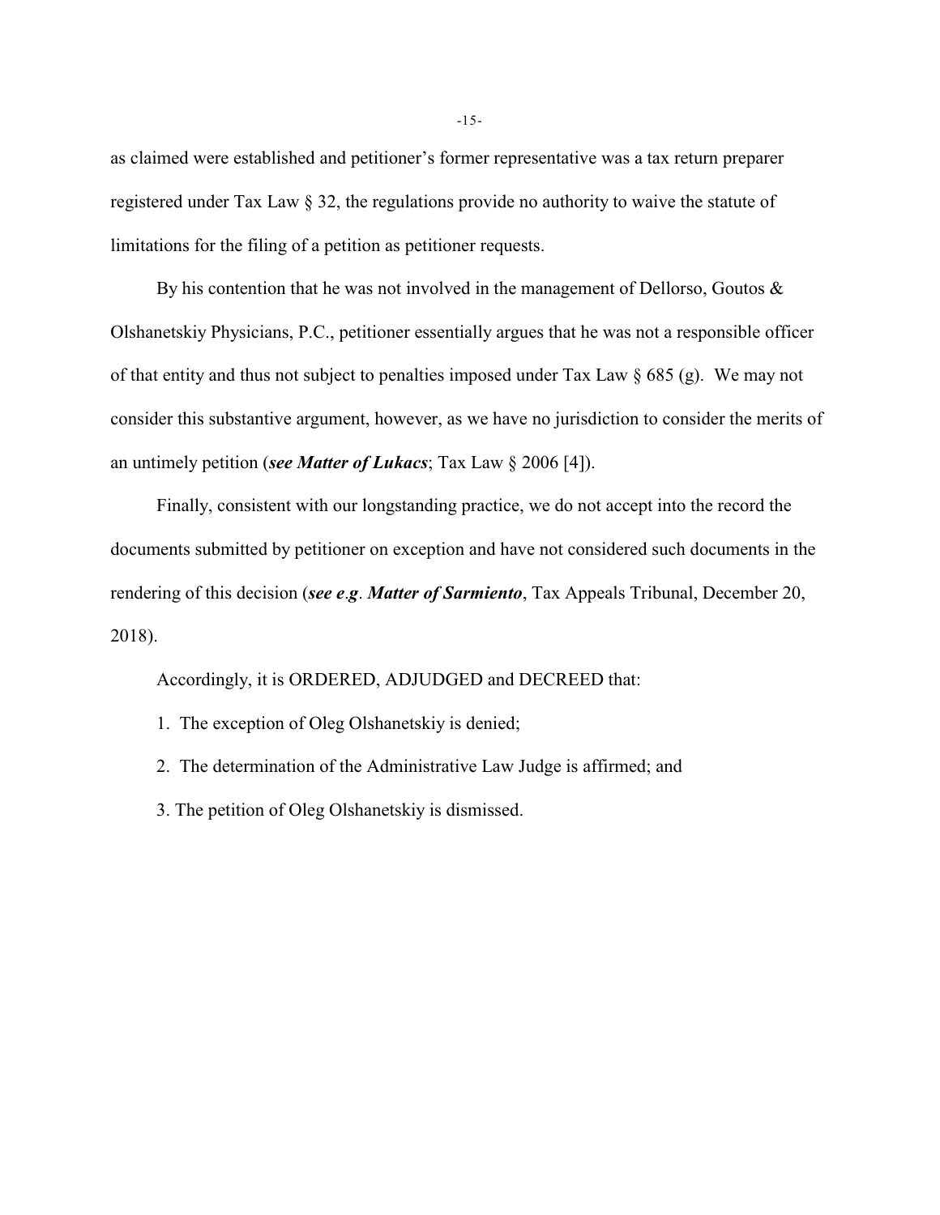as claimed were established and petitioner's former representative was a tax return preparer registered under Tax Law § 32, the regulations provide no authority to waive the statute of limitations for the filing of a petition as petitioner requests.

By his contention that he was not involved in the management of Dellorso, Goutos & Olshanetskiy Physicians, P.C., petitioner essentially argues that he was not a responsible officer of that entity and thus not subject to penalties imposed under Tax Law § 685 (g). We may not consider this substantive argument, however, as we have no jurisdiction to consider the merits of an untimely petition (***see Matter of Lukacs***; Tax Law § 2006 [4]).

Finally, consistent with our longstanding practice, we do not accept into the record the documents submitted by petitioner on exception and have not considered such documents in the rendering of this decision (***see e.g. Matter of Sarmiento***, Tax Appeals Tribunal, December 20, 2018).

Accordingly, it is ORDERED, ADJUDGED and DECREED that:

1. The exception of Oleg Olshanetskiy is denied;

2. The determination of the Administrative Law Judge is affirmed; and

3. The petition of Oleg Olshanetskiy is dismissed.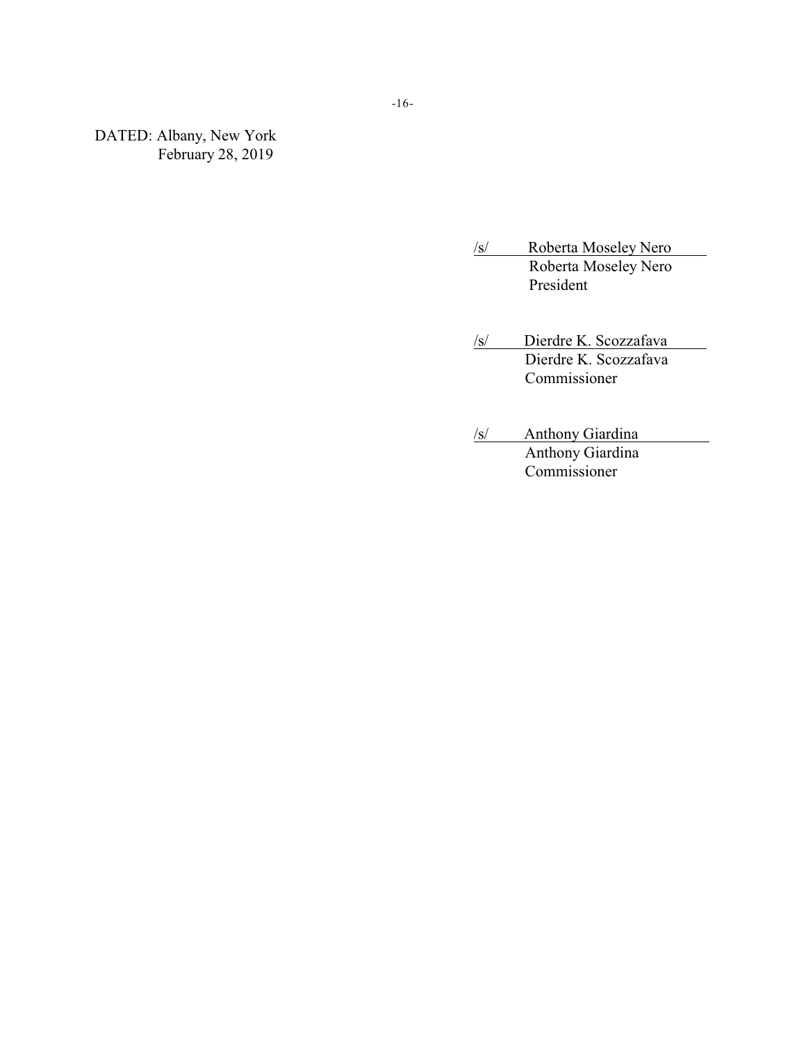DATED: Albany, New York
February 28, 2019

/s/ Roberta Moseley Nero
Roberta Moseley Nero
President

/s/ Dierdre K. Scozzafava
Dierdre K. Scozzafava
Commissioner

/s/ Anthony Giardina
Anthony Giardina
Commissioner